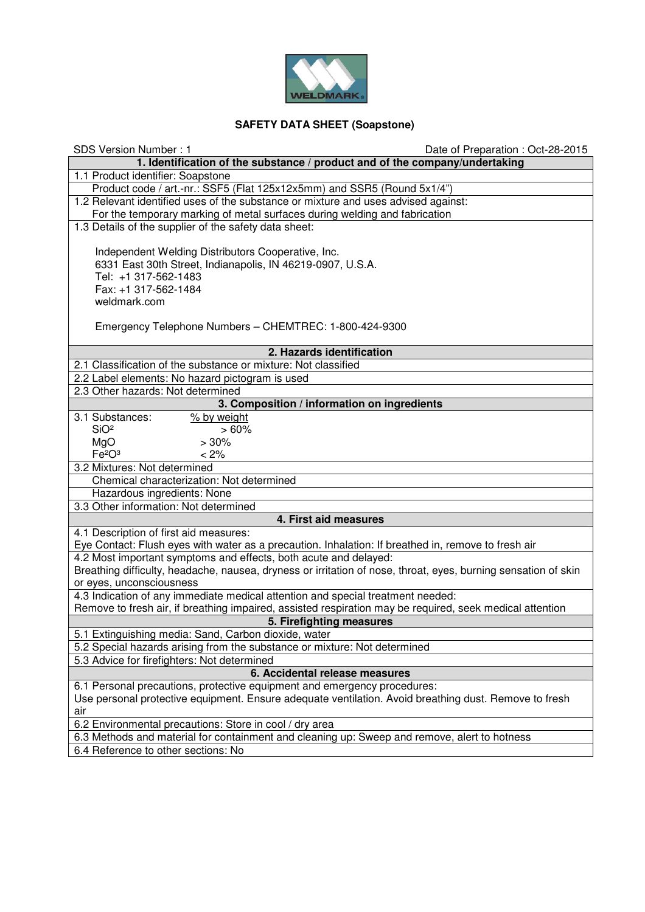# SAFETY DATA SHEET (Soapstone)

SDS Version Number : 1 Date of Preparation : Oct-28-2015

## 1. Identification of the substance / product and of the company/undertaking

1.1 Product identifier: Soapstone

Product code / art.-nr.: SSF5 (Flat 125x12x5mm) and SSR5 (Round 5x1/4")

1.2 Relevant identified uses of the substance or mixture and uses advised against:

For the temporary marking of metal surfaces during welding and fabrication

1.3 Details of the supplier of the safety data sheet:

Independent Welding Distributors Cooperative, Inc.
6331 East 30th Street, Indianapolis, IN 46219-0907, U.S.A.
Tel: +1 317-562-1483
Fax: +1 317-562-1484
weldmark.com

Emergency Telephone Numbers – CHEMTREC: 1-800-424-9300

## 2. Hazards identification

2.1 Classification of the substance or mixture: Not classified

2.2 Label elements: No hazard pictogram is used

2.3 Other hazards: Not determined

## 3. Composition / information on ingredients

| 3.1 Substances: | % by weight |
|---|---|
| $SiO^2$ | > 60% |
| MgO | > 30% |
| $Fe^2O^3$ | < 2% |

3.2 Mixtures: Not determined

Chemical characterization: Not determined

Hazardous ingredients: None

3.3 Other information: Not determined

## 4. First aid measures

4.1 Description of first aid measures:

Eye Contact: Flush eyes with water as a precaution. Inhalation: If breathed in, remove to fresh air

4.2 Most important symptoms and effects, both acute and delayed:

Breathing difficulty, headache, nausea, dryness or irritation of nose, throat, eyes, burning sensation of skin or eyes, unconsciousness

4.3 Indication of any immediate medical attention and special treatment needed:

Remove to fresh air, if breathing impaired, assisted respiration may be required, seek medical attention

## 5. Firefighting measures

5.1 Extinguishing media: Sand, Carbon dioxide, water

5.2 Special hazards arising from the substance or mixture: Not determined

5.3 Advice for firefighters: Not determined

## 6. Accidental release measures

6.1 Personal precautions, protective equipment and emergency procedures:

Use personal protective equipment. Ensure adequate ventilation. Avoid breathing dust. Remove to fresh air

6.2 Environmental precautions: Store in cool / dry area

6.3 Methods and material for containment and cleaning up: Sweep and remove, alert to hotness

6.4 Reference to other sections: No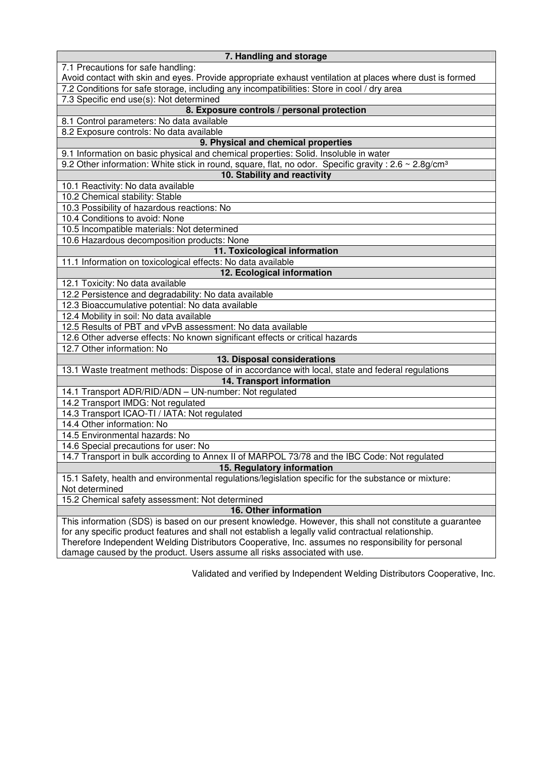## 7. Handling and storage

7.1 Precautions for safe handling:
Avoid contact with skin and eyes. Provide appropriate exhaust ventilation at places where dust is formed

7.2 Conditions for safe storage, including any incompatibilities: Store in cool / dry area

7.3 Specific end use(s): Not determined

## 8. Exposure controls / personal protection

8.1 Control parameters: No data available

8.2 Exposure controls: No data available

## 9. Physical and chemical properties

9.1 Information on basic physical and chemical properties: Solid. Insoluble in water

9.2 Other information: White stick in round, square, flat, no odor. Specific gravity : 2.6 ~ 2.8g/cm$^3$

## 10. Stability and reactivity

10.1 Reactivity: No data available

10.2 Chemical stability: Stable

10.3 Possibility of hazardous reactions: No

10.4 Conditions to avoid: None

10.5 Incompatible materials: Not determined

10.6 Hazardous decomposition products: None

## 11. Toxicological information

11.1 Information on toxicological effects: No data available

## 12. Ecological information

12.1 Toxicity: No data available

12.2 Persistence and degradability: No data available

12.3 Bioaccumulative potential: No data available

12.4 Mobility in soil: No data available

12.5 Results of PBT and vPvB assessment: No data available

12.6 Other adverse effects: No known significant effects or critical hazards

12.7 Other information: No

## 13. Disposal considerations

13.1 Waste treatment methods: Dispose of in accordance with local, state and federal regulations

## 14. Transport information

14.1 Transport ADR/RID/ADN – UN-number: Not regulated

14.2 Transport IMDG: Not regulated

14.3 Transport ICAO-TI / IATA: Not regulated

14.4 Other information: No

14.5 Environmental hazards: No

14.6 Special precautions for user: No

14.7 Transport in bulk according to Annex II of MARPOL 73/78 and the IBC Code: Not regulated

## 15. Regulatory information

15.1 Safety, health and environmental regulations/legislation specific for the substance or mixture:
Not determined

15.2 Chemical safety assessment: Not determined

## 16. Other information

This information (SDS) is based on our present knowledge. However, this shall not constitute a guarantee for any specific product features and shall not establish a legally valid contractual relationship. Therefore Independent Welding Distributors Cooperative, Inc. assumes no responsibility for personal damage caused by the product. Users assume all risks associated with use.

Validated and verified by Independent Welding Distributors Cooperative, Inc.